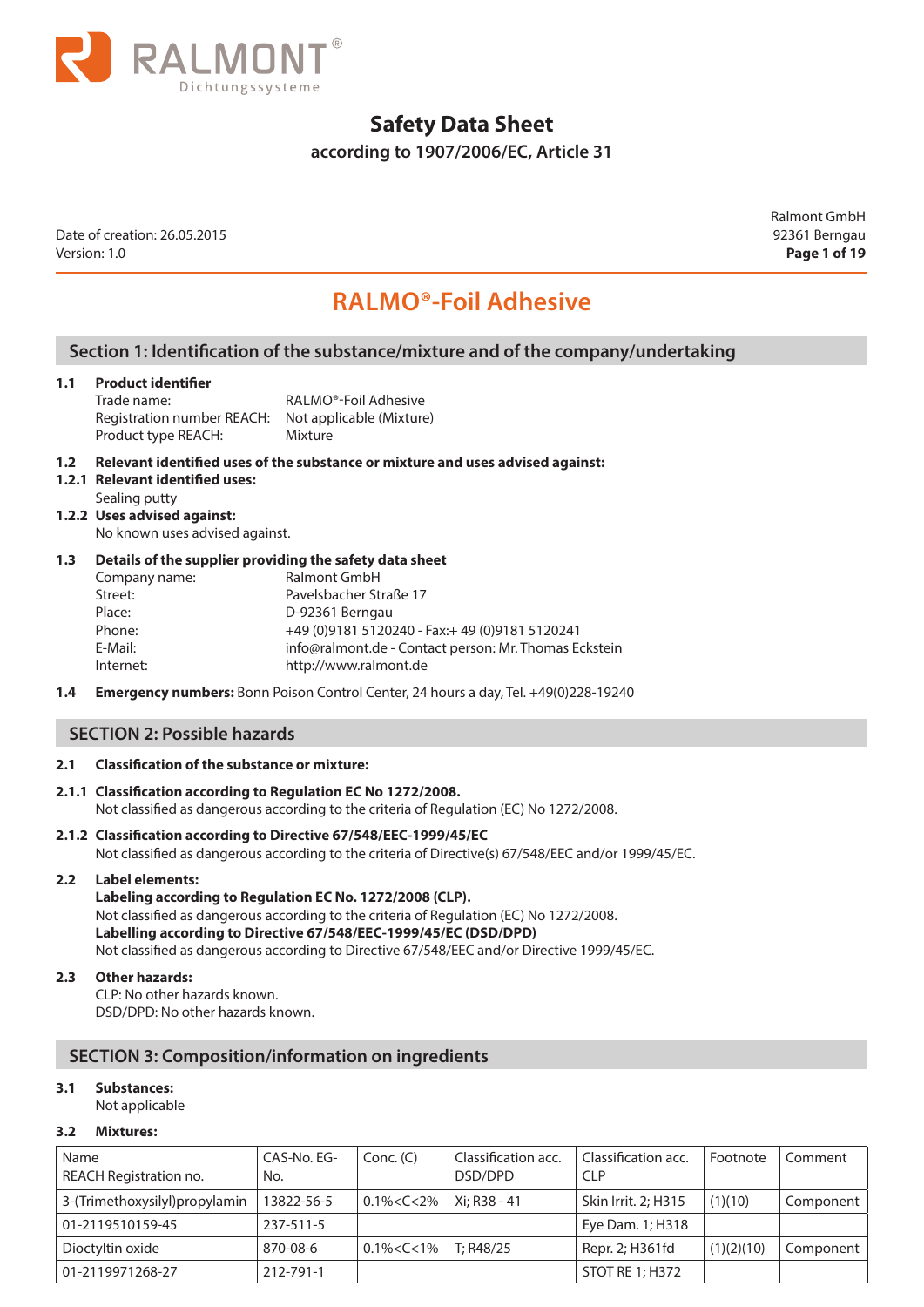RALMONT® Dichtungssysteme

# Safety Data Sheet

**according to 1907/2006/EC, Article 31**

Date of creation: 26.05.2015
Version: 1.0

Ralmont GmbH
92361 Berngau

## RALMO®-Foil Adhesive

## Section 1: Identification of the substance/mixture and of the company/undertaking

**1.1 Product identifier**

Trade name: RALMO®-Foil Adhesive
Registration number REACH: Not applicable (Mixture)
Product type REACH: Mixture

**1.2 Relevant identified uses of the substance or mixture and uses advised against:**

**1.2.1 Relevant identified uses:**
Sealing putty

**1.2.2 Uses advised against:**
No known uses advised against.

**1.3 Details of the supplier providing the safety data sheet**

Company name: Ralmont GmbH
Street: Pavelsbacher Straße 17
Place: D-92361 Berngau
Phone: +49 (0)9181 5120240 - Fax:+ 49 (0)9181 5120241
E-Mail: info@ralmont.de - Contact person: Mr. Thomas Eckstein
Internet: http://www.ralmont.de

**1.4 Emergency numbers:** Bonn Poison Control Center, 24 hours a day, Tel. +49(0)228-19240

## SECTION 2: Possible hazards

**2.1 Classification of the substance or mixture:**

**2.1.1 Classification according to Regulation EC No 1272/2008.**
Not classified as dangerous according to the criteria of Regulation (EC) No 1272/2008.

**2.1.2 Classification according to Directive 67/548/EEC-1999/45/EC**
Not classified as dangerous according to the criteria of Directive(s) 67/548/EEC and/or 1999/45/EC.

**2.2 Label elements:**
**Labeling according to Regulation EC No. 1272/2008 (CLP).**
Not classified as dangerous according to the criteria of Regulation (EC) No 1272/2008.
**Labelling according to Directive 67/548/EEC-1999/45/EC (DSD/DPD)**
Not classified as dangerous according to Directive 67/548/EEC and/or Directive 1999/45/EC.

**2.3 Other hazards:**
CLP: No other hazards known.
DSD/DPD: No other hazards known.

## SECTION 3: Composition/information on ingredients

**3.1 Substances:**
Not applicable

**3.2 Mixtures:**

| Name<br>REACH Registration no. | CAS-No. EG-No. | Conc. (C) | Classification acc. DSD/DPD | Classification acc. CLP | Footnote | Comment |
|---|---|---|---|---|---|---|
| 3-(Trimethoxysilyl)propylamin | 13822-56-5 | 0.1%<C<2% | Xi; R38 - 41 | Skin Irrit. 2; H315 | (1)(10) | Component |
| 01-2119510159-45 | 237-511-5 | | | Eye Dam. 1; H318 | | |
| Dioctyltin oxide | 870-08-6 | 0.1%<C<1% | T; R48/25 | Repr. 2; H361fd | (1)(2)(10) | Component |
| 01-2119971268-27 | 212-791-1 | | | STOT RE 1; H372 | | |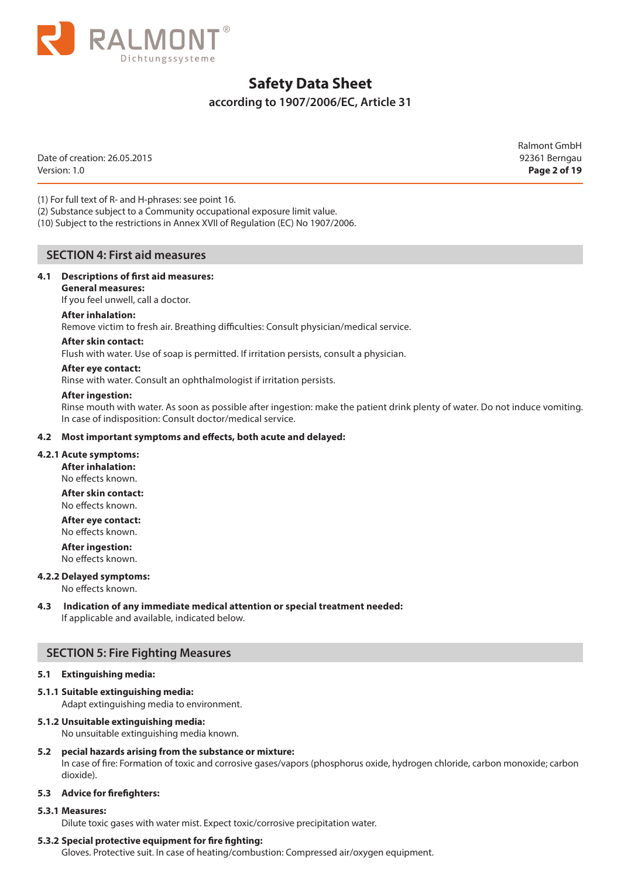(1) For full text of R- and H-phrases: see point 16.
(2) Substance subject to a Community occupational exposure limit value.
(10) Subject to the restrictions in Annex XVII of Regulation (EC) No 1907/2006.

## SECTION 4: First aid measures

### 4.1 Descriptions of first aid measures:

**General measures:**
If you feel unwell, call a doctor.

**After inhalation:**
Remove victim to fresh air. Breathing difficulties: Consult physician/medical service.

**After skin contact:**
Flush with water. Use of soap is permitted. If irritation persists, consult a physician.

**After eye contact:**
Rinse with water. Consult an ophthalmologist if irritation persists.

**After ingestion:**
Rinse mouth with water. As soon as possible after ingestion: make the patient drink plenty of water. Do not induce vomiting. In case of indisposition: Consult doctor/medical service.

### 4.2 Most important symptoms and effects, both acute and delayed:

#### 4.2.1 Acute symptoms:

**After inhalation:**
No effects known.

**After skin contact:**
No effects known.

**After eye contact:**
No effects known.

**After ingestion:**
No effects known.

#### 4.2.2 Delayed symptoms:

No effects known.

### 4.3 Indication of any immediate medical attention or special treatment needed:

If applicable and available, indicated below.

## SECTION 5: Fire Fighting Measures

### 5.1 Extinguishing media:

#### 5.1.1 Suitable extinguishing media:

Adapt extinguishing media to environment.

#### 5.1.2 Unsuitable extinguishing media:

No unsuitable extinguishing media known.

### 5.2 pecial hazards arising from the substance or mixture:

In case of fire: Formation of toxic and corrosive gases/vapors (phosphorus oxide, hydrogen chloride, carbon monoxide; carbon dioxide).

### 5.3 Advice for firefighters:

#### 5.3.1 Measures:

Dilute toxic gases with water mist. Expect toxic/corrosive precipitation water.

#### 5.3.2 Special protective equipment for fire fighting:

Gloves. Protective suit. In case of heating/combustion: Compressed air/oxygen equipment.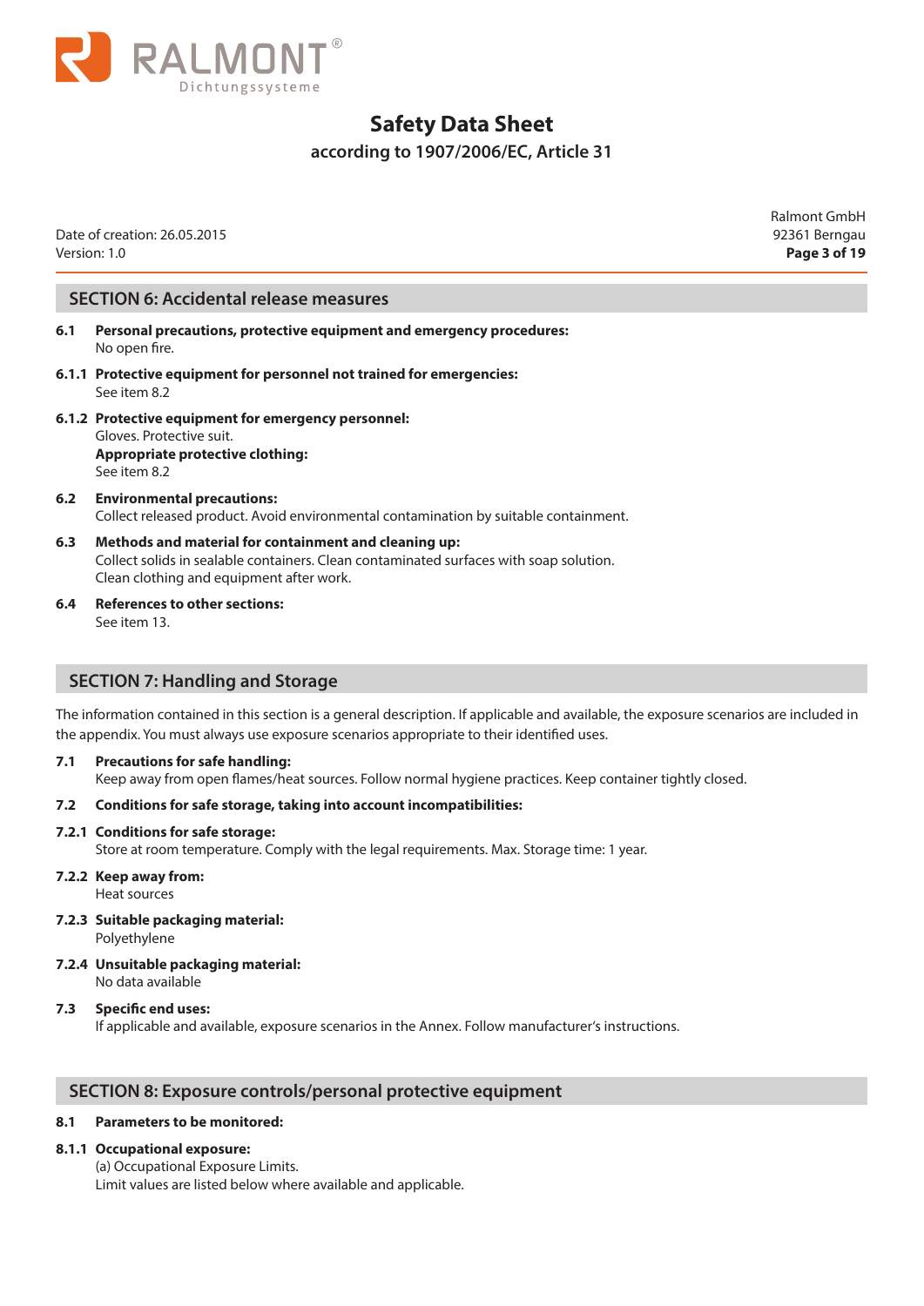## SECTION 6: Accidental release measures

**6.1 Personal precautions, protective equipment and emergency procedures:**
No open fire.

**6.1.1 Protective equipment for personnel not trained for emergencies:**
See item 8.2

**6.1.2 Protective equipment for emergency personnel:**
Gloves. Protective suit.
**Appropriate protective clothing:**
See item 8.2

**6.2 Environmental precautions:**
Collect released product. Avoid environmental contamination by suitable containment.

**6.3 Methods and material for containment and cleaning up:**
Collect solids in sealable containers. Clean contaminated surfaces with soap solution.
Clean clothing and equipment after work.

**6.4 References to other sections:**
See item 13.

## SECTION 7: Handling and Storage

The information contained in this section is a general description. If applicable and available, the exposure scenarios are included in the appendix. You must always use exposure scenarios appropriate to their identified uses.

**7.1 Precautions for safe handling:**
Keep away from open flames/heat sources. Follow normal hygiene practices. Keep container tightly closed.

**7.2 Conditions for safe storage, taking into account incompatibilities:**

**7.2.1 Conditions for safe storage:**
Store at room temperature. Comply with the legal requirements. Max. Storage time: 1 year.

**7.2.2 Keep away from:**
Heat sources

**7.2.3 Suitable packaging material:**
Polyethylene

**7.2.4 Unsuitable packaging material:**
No data available

**7.3 Specific end uses:**
If applicable and available, exposure scenarios in the Annex. Follow manufacturer's instructions.

## SECTION 8: Exposure controls/personal protective equipment

**8.1 Parameters to be monitored:**

**8.1.1 Occupational exposure:**
(a) Occupational Exposure Limits.
Limit values are listed below where available and applicable.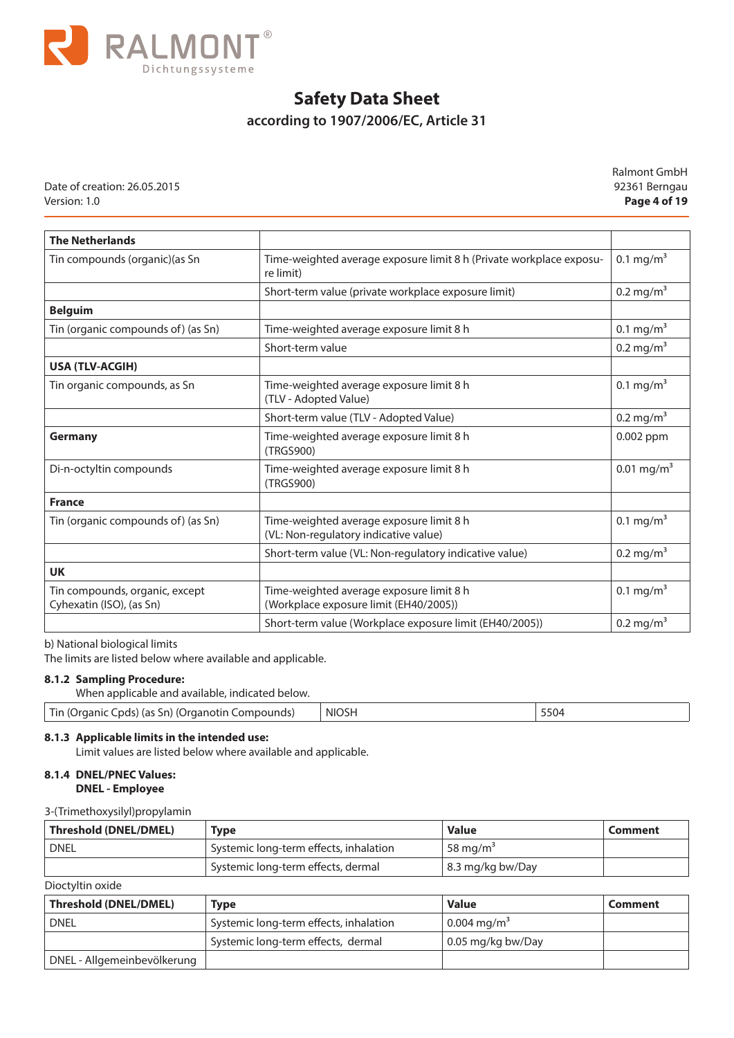| The Netherlands | | |
|---|---|---|
| Tin compounds (organic)(as Sn | Time-weighted average exposure limit 8 h (Private workplace exposure limit) | 0.1 mg/m$^3$ |
| | Short-term value (private workplace exposure limit) | 0.2 mg/m$^3$ |
| **Belguim** | | |
| Tin (organic compounds of) (as Sn) | Time-weighted average exposure limit 8 h | 0.1 mg/m$^3$ |
| | Short-term value | 0.2 mg/m$^3$ |
| **USA (TLV-ACGIH)** | | |
| Tin organic compounds, as Sn | Time-weighted average exposure limit 8 h (TLV - Adopted Value) | 0.1 mg/m$^3$ |
| | Short-term value (TLV - Adopted Value) | 0.2 mg/m$^3$ |
| **Germany** | Time-weighted average exposure limit 8 h (TRGS900) | 0.002 ppm |
| Di-n-octyltin compounds | Time-weighted average exposure limit 8 h (TRGS900) | 0.01 mg/m$^3$ |
| **France** | | |
| Tin (organic compounds of) (as Sn) | Time-weighted average exposure limit 8 h (VL: Non-regulatory indicative value) | 0.1 mg/m$^3$ |
| | Short-term value (VL: Non-regulatory indicative value) | 0.2 mg/m$^3$ |
| **UK** | | |
| Tin compounds, organic, except Cyhexatin (ISO), (as Sn) | Time-weighted average exposure limit 8 h (Workplace exposure limit (EH40/2005)) | 0.1 mg/m$^3$ |
| | Short-term value (Workplace exposure limit (EH40/2005)) | 0.2 mg/m$^3$ |

b) National biological limits
The limits are listed below where available and applicable.

**8.1.2 Sampling Procedure:**
When applicable and available, indicated below.

| Tin (Organic Cpds) (as Sn) (Organotin Compounds) | NIOSH | 5504 |
|---|---|---|

**8.1.3 Applicable limits in the intended use:**
Limit values are listed below where available and applicable.

**8.1.4 DNEL/PNEC Values:**
**DNEL - Employee**

3-(Trimethoxysilyl)propylamin

| Threshold (DNEL/DMEL) | Type | Value | Comment |
|---|---|---|---|
| DNEL | Systemic long-term effects, inhalation | 58 mg/m$^3$ | |
| | Systemic long-term effects, dermal | 8.3 mg/kg bw/Day | |

Dioctyltin oxide

| Threshold (DNEL/DMEL) | Type | Value | Comment |
|---|---|---|---|
| DNEL | Systemic long-term effects, inhalation | 0.004 mg/m$^3$ | |
| | Systemic long-term effects, dermal | 0.05 mg/kg bw/Day | |
| DNEL - Allgemeinbevölkerung | | | |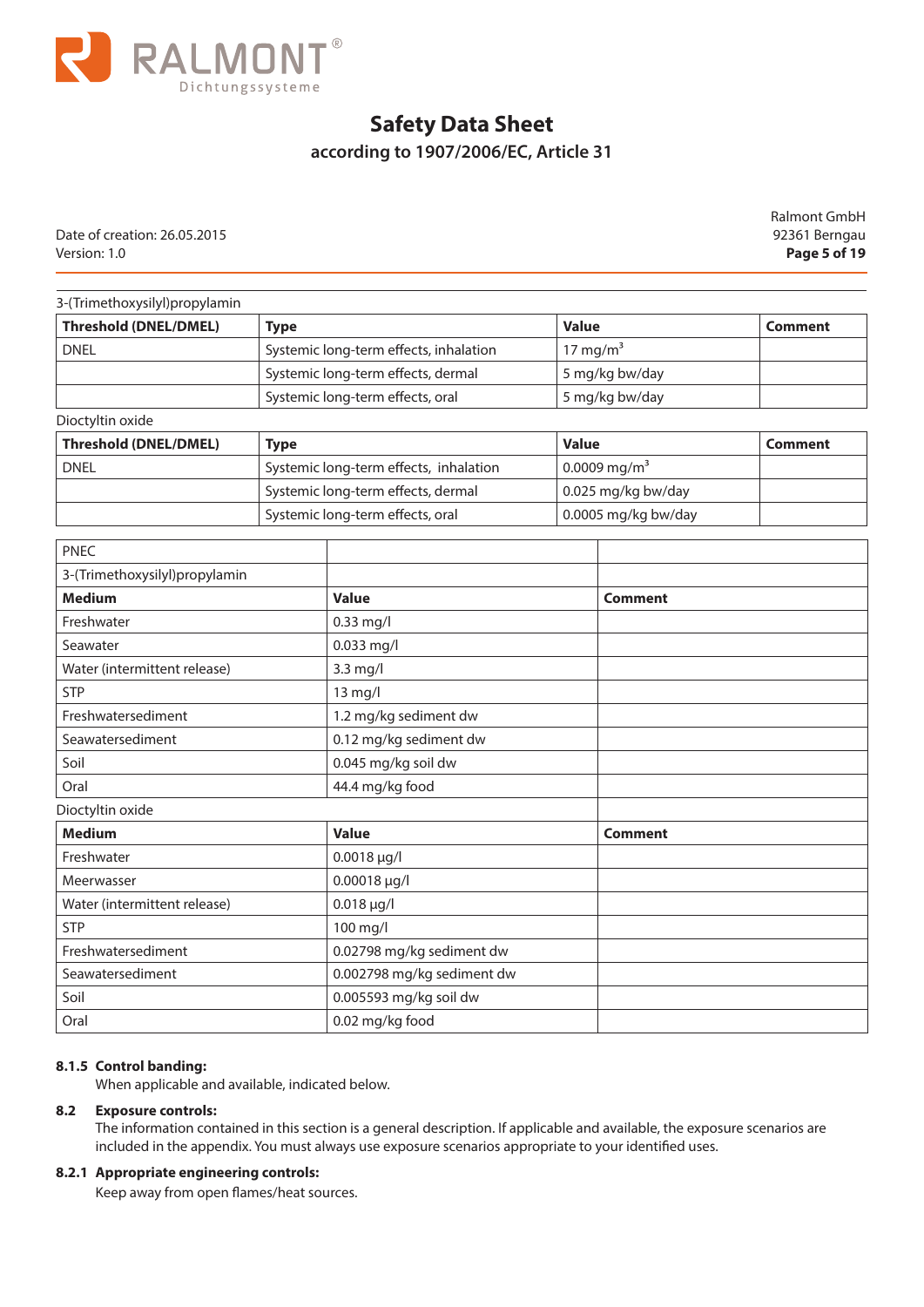3-(Trimethoxysilyl)propylamin

| Threshold (DNEL/DMEL) | Type | Value | Comment |
|---|---|---|---|
| DNEL | Systemic long-term effects, inhalation | 17 $mg/m^3$ | |
| | Systemic long-term effects, dermal | 5 mg/kg bw/day | |
| | Systemic long-term effects, oral | 5 mg/kg bw/day | |

Dioctyltin oxide

| Threshold (DNEL/DMEL) | Type | Value | Comment |
|---|---|---|---|
| DNEL | Systemic long-term effects, inhalation | 0.0009 $mg/m^3$ | |
| | Systemic long-term effects, dermal | 0.025 mg/kg bw/day | |
| | Systemic long-term effects, oral | 0.0005 mg/kg bw/day | |

| PNEC | | |
|---|---|---|
| 3-(Trimethoxysilyl)propylamin | | |
| **Medium** | **Value** | **Comment** |
| Freshwater | 0.33 mg/l | |
| Seawater | 0.033 mg/l | |
| Water (intermittent release) | 3.3 mg/l | |
| STP | 13 mg/l | |
| Freshwatersediment | 1.2 mg/kg sediment dw | |
| Seawatersediment | 0.12 mg/kg sediment dw | |
| Soil | 0.045 mg/kg soil dw | |
| Oral | 44.4 mg/kg food | |
| Dioctyltin oxide | | |
| **Medium** | **Value** | **Comment** |
| Freshwater | 0.0018 µg/l | |
| Meerwasser | 0.00018 µg/l | |
| Water (intermittent release) | 0.018 µg/l | |
| STP | 100 mg/l | |
| Freshwatersediment | 0.02798 mg/kg sediment dw | |
| Seawatersediment | 0.002798 mg/kg sediment dw | |
| Soil | 0.005593 mg/kg soil dw | |
| Oral | 0.02 mg/kg food | |

**8.1.5 Control banding:**

When applicable and available, indicated below.

**8.2 Exposure controls:**

The information contained in this section is a general description. If applicable and available, the exposure scenarios are included in the appendix. You must always use exposure scenarios appropriate to your identified uses.

**8.2.1 Appropriate engineering controls:**

Keep away from open flames/heat sources.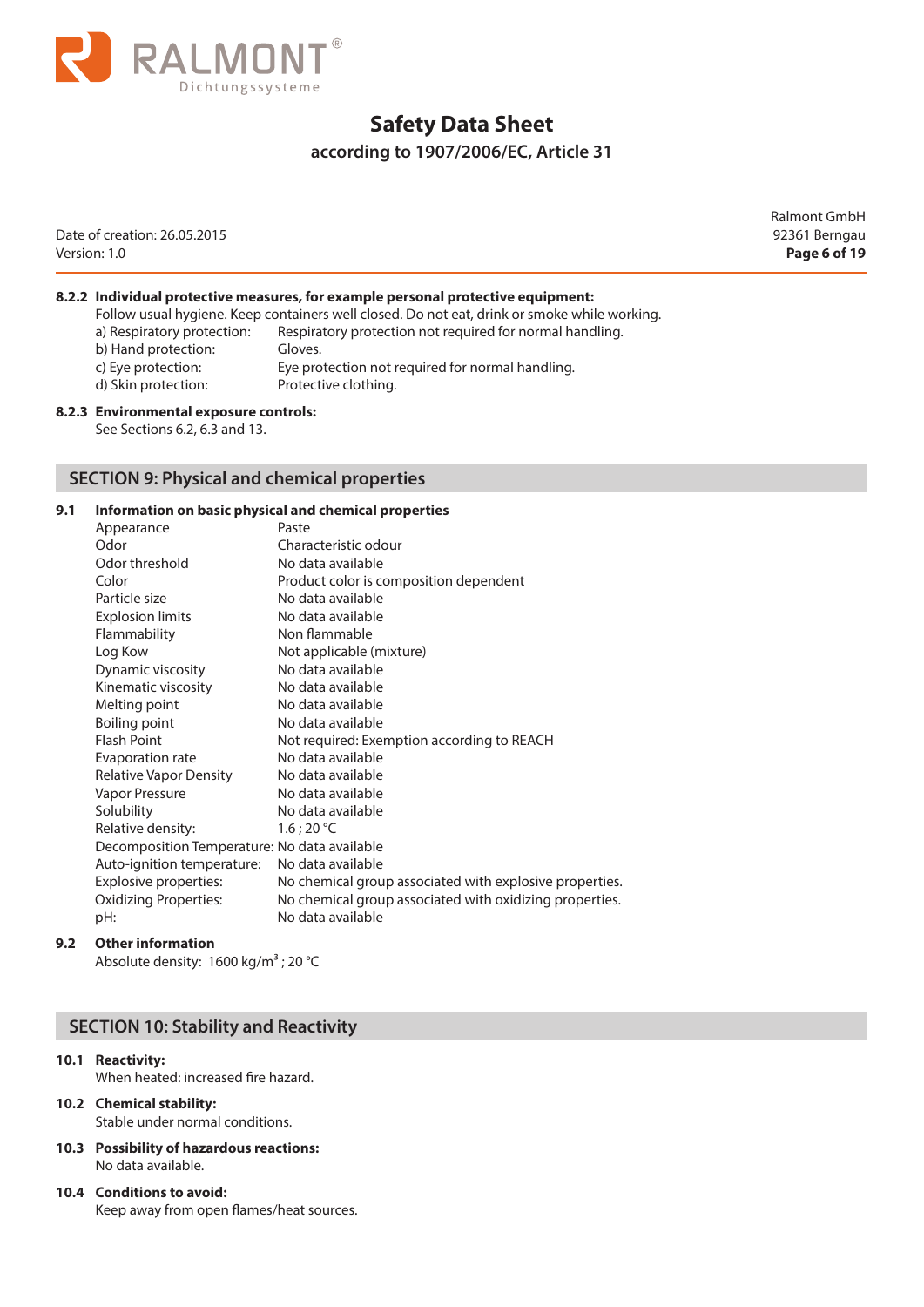### 8.2.2 Individual protective measures, for example personal protective equipment:

Follow usual hygiene. Keep containers well closed. Do not eat, drink or smoke while working.

| | |
|---|---|
| a) Respiratory protection: | Respiratory protection not required for normal handling. |
| b) Hand protection: | Gloves. |
| c) Eye protection: | Eye protection not required for normal handling. |
| d) Skin protection: | Protective clothing. |

### 8.2.3 Environmental exposure controls:

See Sections 6.2, 6.3 and 13.

## SECTION 9: Physical and chemical properties

### 9.1 Information on basic physical and chemical properties

| | |
|---|---|
| Appearance | Paste |
| Odor | Characteristic odour |
| Odor threshold | No data available |
| Color | Product color is composition dependent |
| Particle size | No data available |
| Explosion limits | No data available |
| Flammability | Non flammable |
| Log Kow | Not applicable (mixture) |
| Dynamic viscosity | No data available |
| Kinematic viscosity | No data available |
| Melting point | No data available |
| Boiling point | No data available |
| Flash Point | Not required: Exemption according to REACH |
| Evaporation rate | No data available |
| Relative Vapor Density | No data available |
| Vapor Pressure | No data available |
| Solubility | No data available |
| Relative density: | 1.6 ; 20 °C |
| Decomposition Temperature: | No data available |
| Auto-ignition temperature: | No data available |
| Explosive properties: | No chemical group associated with explosive properties. |
| Oxidizing Properties: | No chemical group associated with oxidizing properties. |
| pH: | No data available |

### 9.2 Other information

Absolute density: 1600 kg/m$^3$ ; 20 °C

## SECTION 10: Stability and Reactivity

### 10.1 Reactivity:

When heated: increased fire hazard.

### 10.2 Chemical stability:

Stable under normal conditions.

### 10.3 Possibility of hazardous reactions:

No data available.

### 10.4 Conditions to avoid:

Keep away from open flames/heat sources.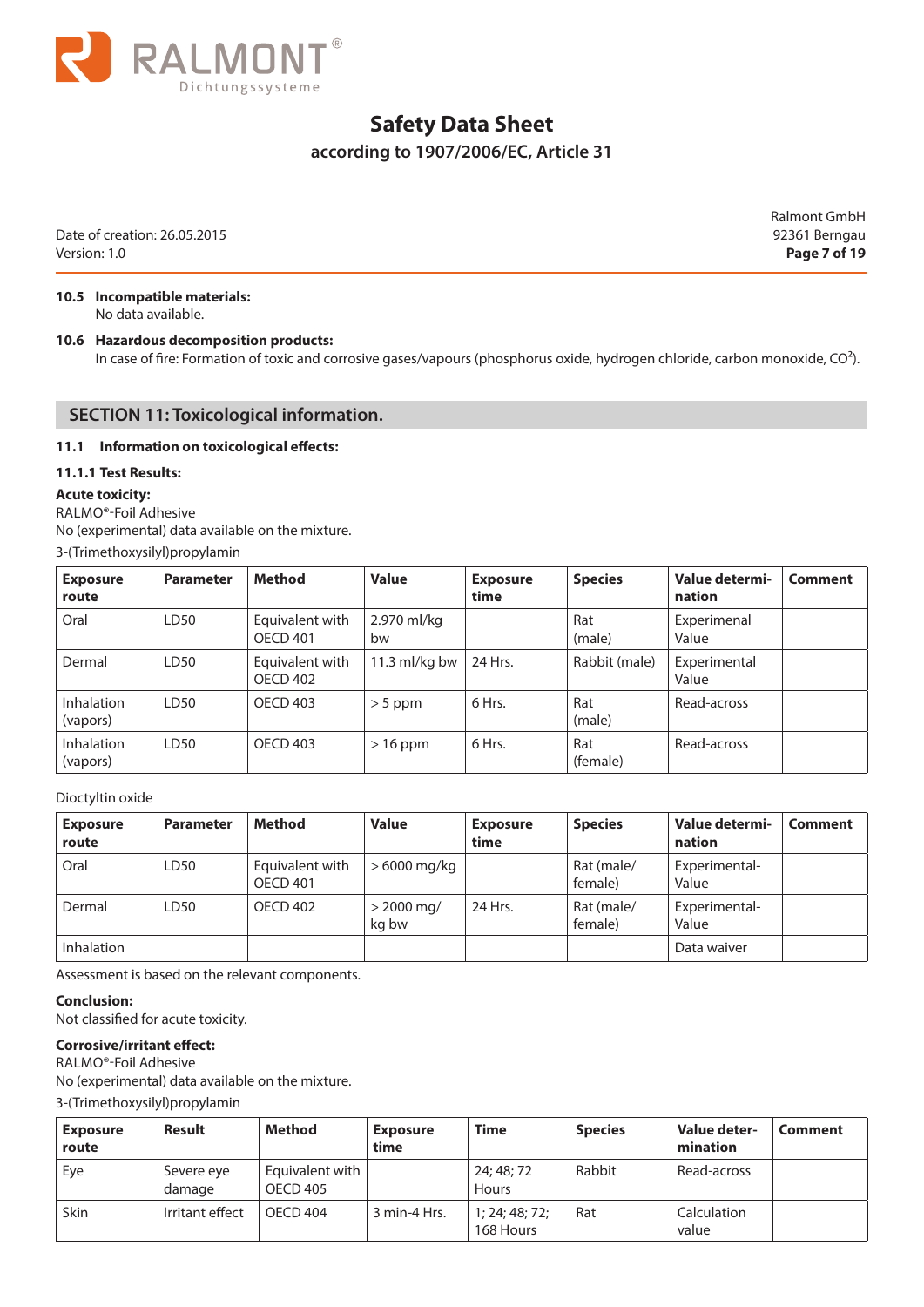**10.5 Incompatible materials:**
No data available.

**10.6 Hazardous decomposition products:**
In case of fire: Formation of toxic and corrosive gases/vapours (phosphorus oxide, hydrogen chloride, carbon monoxide, $CO^2$).

## SECTION 11: Toxicological information.

### 11.1 Information on toxicological effects:

**11.1.1 Test Results:**

**Acute toxicity:**
RALMO®-Foil Adhesive
No (experimental) data available on the mixture.

3-(Trimethoxysilyl)propylamin

| Exposure route | Parameter | Method | Value | Exposure time | Species | Value determination | Comment |
|---|---|---|---|---|---|---|---|
| Oral | LD50 | Equivalent with OECD 401 | 2.970 ml/kg bw | | Rat (male) | Experimenal Value | |
| Dermal | LD50 | Equivalent with OECD 402 | 11.3 ml/kg bw | 24 Hrs. | Rabbit (male) | Experimental Value | |
| Inhalation (vapors) | LD50 | OECD 403 | > 5 ppm | 6 Hrs. | Rat (male) | Read-across | |
| Inhalation (vapors) | LD50 | OECD 403 | > 16 ppm | 6 Hrs. | Rat (female) | Read-across | |

Dioctyltin oxide

| Exposure route | Parameter | Method | Value | Exposure time | Species | Value determination | Comment |
|---|---|---|---|---|---|---|---|
| Oral | LD50 | Equivalent with OECD 401 | > 6000 mg/kg | | Rat (male/ female) | Experimental-Value | |
| Dermal | LD50 | OECD 402 | > 2000 mg/ kg bw | 24 Hrs. | Rat (male/ female) | Experimental-Value | |
| Inhalation | | | | | | Data waiver | |

Assessment is based on the relevant components.

**Conclusion:**
Not classified for acute toxicity.

**Corrosive/irritant effect:**
RALMO®-Foil Adhesive
No (experimental) data available on the mixture.

3-(Trimethoxysilyl)propylamin

| Exposure route | Result | Method | Exposure time | Time | Species | Value determination | Comment |
|---|---|---|---|---|---|---|---|
| Eye | Severe eye damage | Equivalent with OECD 405 | | 24; 48; 72 Hours | Rabbit | Read-across | |
| Skin | Irritant effect | OECD 404 | 3 min-4 Hrs. | 1; 24; 48; 72; 168 Hours | Rat | Calculation value | |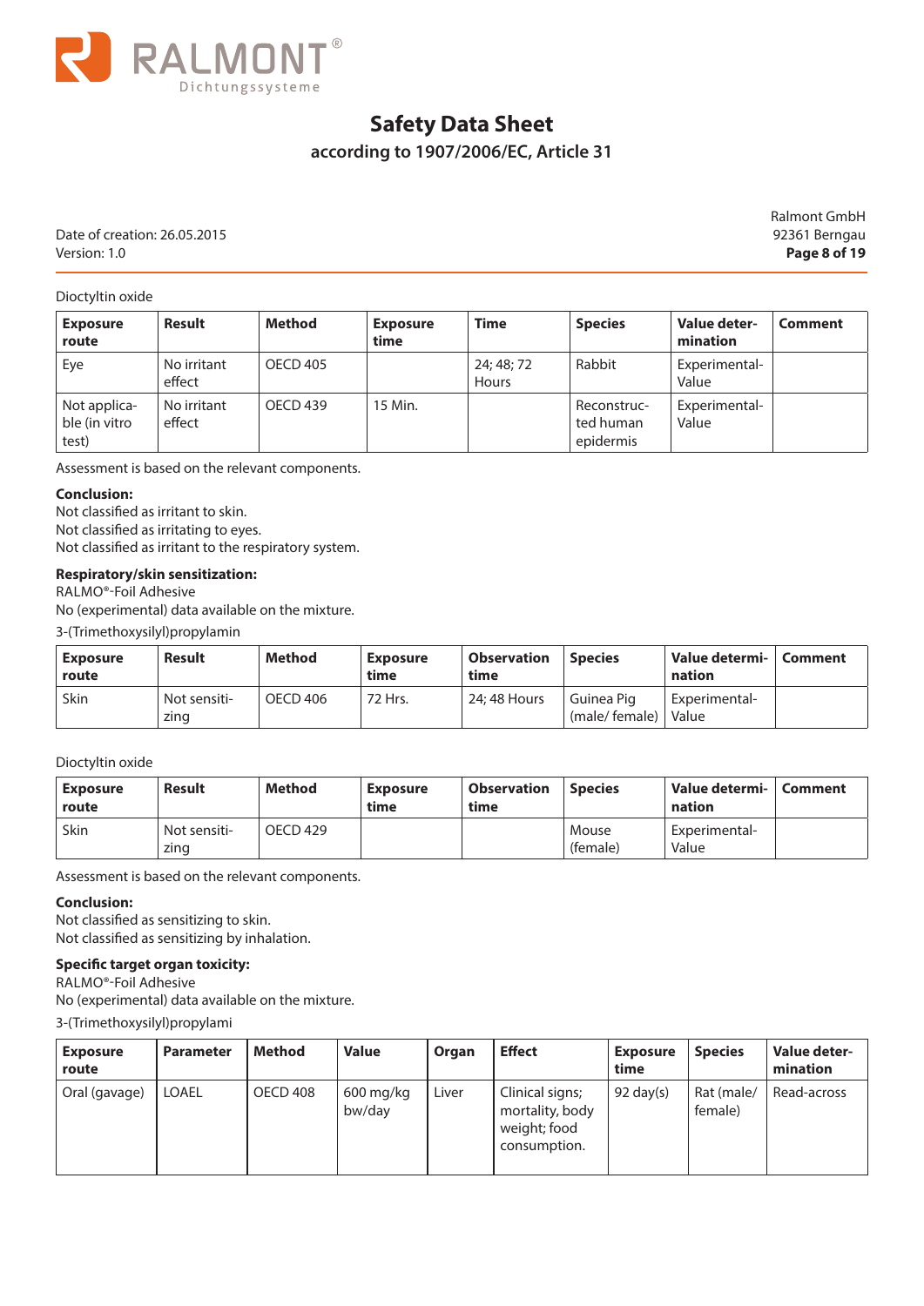Dioctyltin oxide

| Exposure route | Result | Method | Exposure time | Time | Species | Value determination | Comment |
|---|---|---|---|---|---|---|---|
| Eye | No irritant effect | OECD 405 | | 24; 48; 72 Hours | Rabbit | Experimental-Value | |
| Not applicable (in vitro test) | No irritant effect | OECD 439 | 15 Min. | | Reconstructed human epidermis | Experimental-Value | |

Assessment is based on the relevant components.

**Conclusion:**
Not classified as irritant to skin.
Not classified as irritating to eyes.
Not classified as irritant to the respiratory system.

**Respiratory/skin sensitization:**
RALMO®-Foil Adhesive
No (experimental) data available on the mixture.

3-(Trimethoxysilyl)propylamin

| Exposure route | Result | Method | Exposure time | Observation time | Species | Value determination | Comment |
|---|---|---|---|---|---|---|---|
| Skin | Not sensitizing | OECD 406 | 72 Hrs. | 24; 48 Hours | Guinea Pig (male/ female) | Experimental-Value | |

Dioctyltin oxide

| Exposure route | Result | Method | Exposure time | Observation time | Species | Value determination | Comment |
|---|---|---|---|---|---|---|---|
| Skin | Not sensitizing | OECD 429 | | | Mouse (female) | Experimental-Value | |

Assessment is based on the relevant components.

**Conclusion:**
Not classified as sensitizing to skin.
Not classified as sensitizing by inhalation.

**Specific target organ toxicity:**
RALMO®-Foil Adhesive
No (experimental) data available on the mixture.

3-(Trimethoxysilyl)propylami

| Exposure route | Parameter | Method | Value | Organ | Effect | Exposure time | Species | Value determination |
|---|---|---|---|---|---|---|---|---|
| Oral (gavage) | LOAEL | OECD 408 | 600 mg/kg bw/day | Liver | Clinical signs; mortality, body weight; food consumption. | 92 day(s) | Rat (male/ female) | Read-across |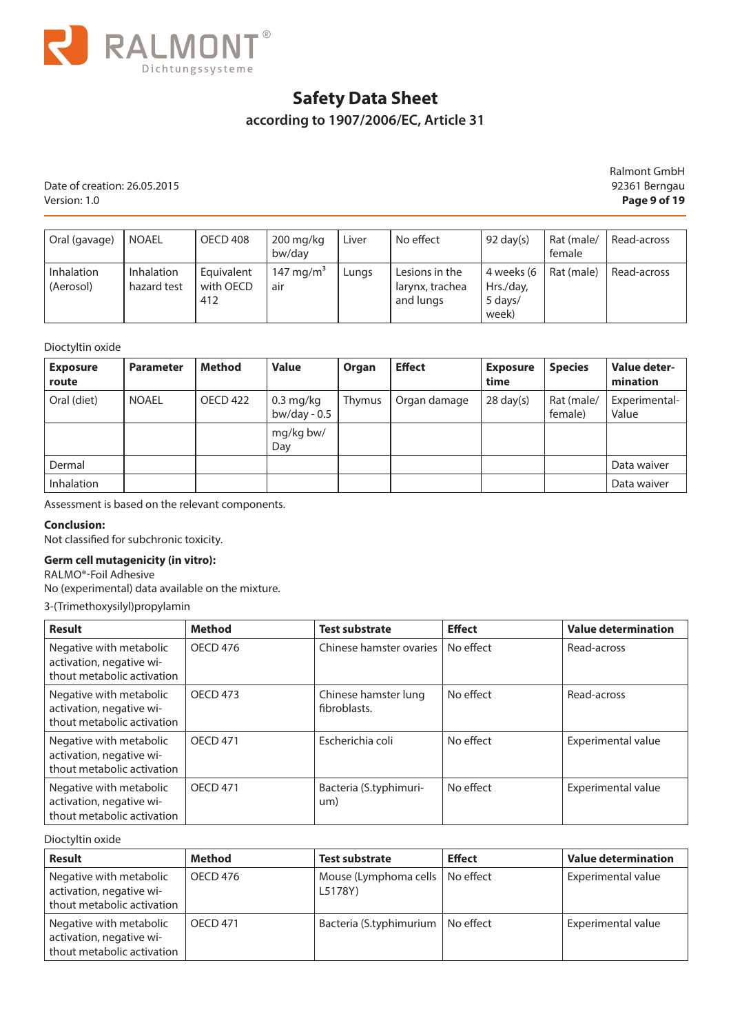| Oral (gavage) | NOAEL | OECD 408 | 200 mg/kg bw/day | Liver | No effect | 92 day(s) | Rat (male/ female | Read-across |
|---|---|---|---|---|---|---|---|---|
| Inhalation (Aerosol) | Inhalation hazard test | Equivalent with OECD 412 | 147 mg/m$^3$ air | Lungs | Lesions in the larynx, trachea and lungs | 4 weeks (6 Hrs./day, 5 days/ week) | Rat (male) | Read-across |

Dioctyltin oxide

| Exposure route | Parameter | Method | Value | Organ | Effect | Exposure time | Species | Value determination |
|---|---|---|---|---|---|---|---|---|
| Oral (diet) | NOAEL | OECD 422 | 0.3 mg/kg bw/day - 0.5 | Thymus | Organ damage | 28 day(s) | Rat (male/ female) | Experimental-Value |
| | | | mg/kg bw/ Day | | | | | |
| Dermal | | | | | | | | Data waiver |
| Inhalation | | | | | | | | Data waiver |

Assessment is based on the relevant components.

**Conclusion:**
Not classified for subchronic toxicity.

**Germ cell mutagenicity (in vitro):**
RALMO®-Foil Adhesive
No (experimental) data available on the mixture.

3-(Trimethoxysilyl)propylamin

| Result | Method | Test substrate | Effect | Value determination |
|---|---|---|---|---|
| Negative with metabolic activation, negative without metabolic activation | OECD 476 | Chinese hamster ovaries | No effect | Read-across |
| Negative with metabolic activation, negative without metabolic activation | OECD 473 | Chinese hamster lung fibroblasts. | No effect | Read-across |
| Negative with metabolic activation, negative without metabolic activation | OECD 471 | Escherichia coli | No effect | Experimental value |
| Negative with metabolic activation, negative without metabolic activation | OECD 471 | Bacteria (S.typhimurium) | No effect | Experimental value |

Dioctyltin oxide

| Result | Method | Test substrate | Effect | Value determination |
|---|---|---|---|---|
| Negative with metabolic activation, negative without metabolic activation | OECD 476 | Mouse (Lymphoma cells L5178Y) | No effect | Experimental value |
| Negative with metabolic activation, negative without metabolic activation | OECD 471 | Bacteria (S.typhimurium | No effect | Experimental value |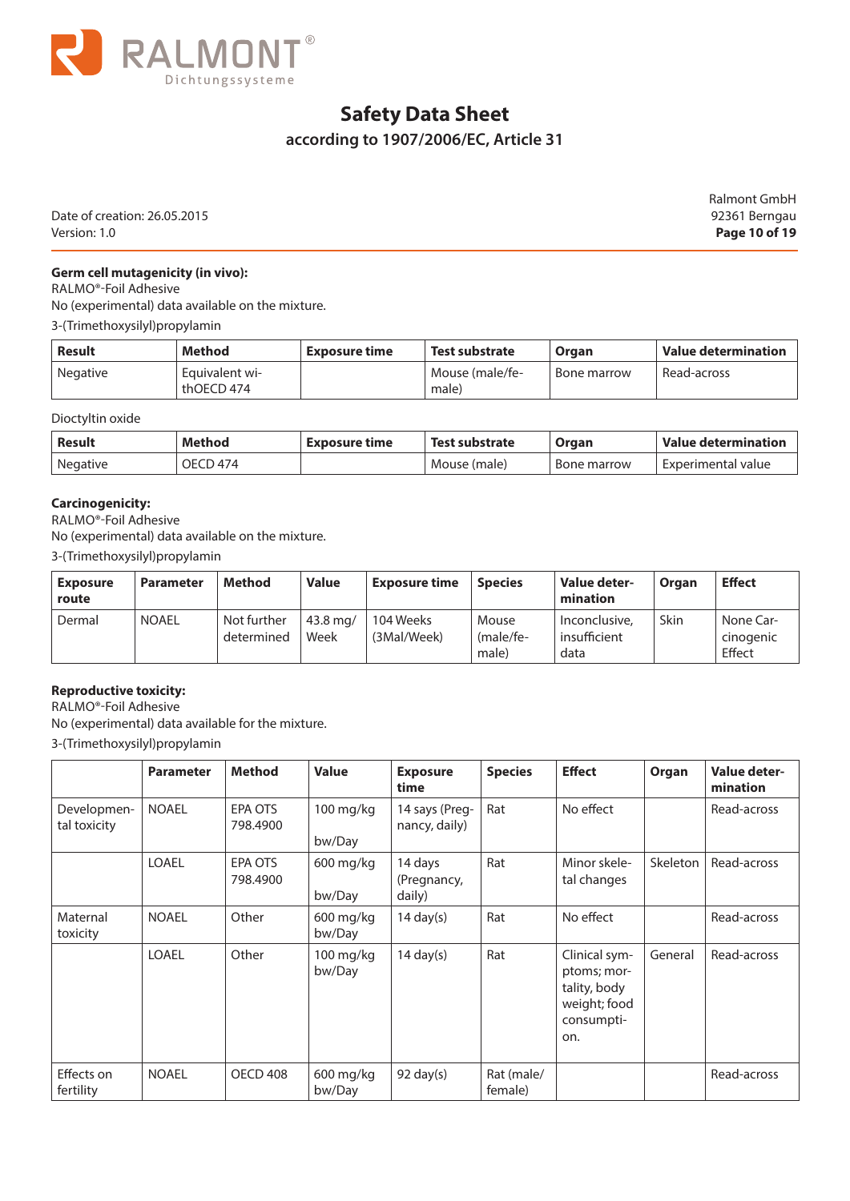**Germ cell mutagenicity (in vivo):**
RALMO®-Foil Adhesive
No (experimental) data available on the mixture.

3-(Trimethoxysilyl)propylamin

| Result | Method | Exposure time | Test substrate | Organ | Value determination |
|---|---|---|---|---|---|
| Negative | Equivalent with OECD 474 | | Mouse (male/female) | Bone marrow | Read-across |

Dioctyltin oxide

| Result | Method | Exposure time | Test substrate | Organ | Value determination |
|---|---|---|---|---|---|
| Negative | OECD 474 | | Mouse (male) | Bone marrow | Experimental value |

**Carcinogenicity:**
RALMO®-Foil Adhesive
No (experimental) data available on the mixture.

3-(Trimethoxysilyl)propylamin

| Exposure route | Parameter | Method | Value | Exposure time | Species | Value determination | Organ | Effect |
|---|---|---|---|---|---|---|---|---|
| Dermal | NOAEL | Not further determined | 43.8 mg/Week | 104 Weeks (3Mal/Week) | Mouse (male/female) | Inconclusive, insufficient data | Skin | None Carcinogenic Effect |

**Reproductive toxicity:**
RALMO®-Foil Adhesive
No (experimental) data available for the mixture.

3-(Trimethoxysilyl)propylamin

| | Parameter | Method | Value | Exposure time | Species | Effect | Organ | Value determination |
|---|---|---|---|---|---|---|---|---|
| Developmental toxicity | NOAEL | EPA OTS 798.4900 | 100 mg/kg bw/Day | 14 says (Pregnancy, daily) | Rat | No effect | | Read-across |
| | LOAEL | EPA OTS 798.4900 | 600 mg/kg bw/Day | 14 days (Pregnancy, daily) | Rat | Minor skeletal changes | Skeleton | Read-across |
| Maternal toxicity | NOAEL | Other | 600 mg/kg bw/Day | 14 day(s) | Rat | No effect | | Read-across |
| | LOAEL | Other | 100 mg/kg bw/Day | 14 day(s) | Rat | Clinical symptoms; mortality, body weight; food consumption. | General | Read-across |
| Effects on fertility | NOAEL | OECD 408 | 600 mg/kg bw/Day | 92 day(s) | Rat (male/female) | | | Read-across |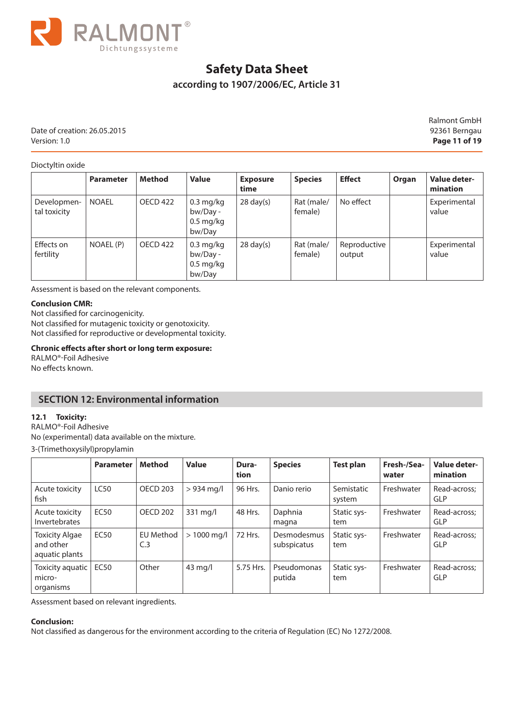Dioctyltin oxide

| | Parameter | Method | Value | Exposure time | Species | Effect | Organ | Value determination |
|---|---|---|---|---|---|---|---|---|
| Developmental toxicity | NOAEL | OECD 422 | 0.3 mg/kg bw/Day - 0.5 mg/kg bw/Day | 28 day(s) | Rat (male/female) | No effect | | Experimental value |
| Effects on fertility | NOAEL (P) | OECD 422 | 0.3 mg/kg bw/Day - 0.5 mg/kg bw/Day | 28 day(s) | Rat (male/female) | Reproductive output | | Experimental value |

Assessment is based on the relevant components.

**Conclusion CMR:**
Not classified for carcinogenicity.
Not classified for mutagenic toxicity or genotoxicity.
Not classified for reproductive or developmental toxicity.

**Chronic effects after short or long term exposure:**
RALMO®-Foil Adhesive
No effects known.

## SECTION 12: Environmental information

**12.1 Toxicity:**
RALMO®-Foil Adhesive
No (experimental) data available on the mixture.

3-(Trimethoxysilyl)propylamin

| | Parameter | Method | Value | Duration | Species | Test plan | Fresh-/Seawater | Value determination |
|---|---|---|---|---|---|---|---|---|
| Acute toxicity fish | LC50 | OECD 203 | > 934 mg/l | 96 Hrs. | Danio rerio | Semistatic system | Freshwater | Read-across; GLP |
| Acute toxicity Invertebrates | EC50 | OECD 202 | 331 mg/l | 48 Hrs. | Daphnia magna | Static system | Freshwater | Read-across; GLP |
| Toxicity Algae and other aquatic plants | EC50 | EU Method C.3 | > 1000 mg/l | 72 Hrs. | Desmodesmus subspicatus | Static system | Freshwater | Read-across; GLP |
| Toxicity aquatic micro-organisms | EC50 | Other | 43 mg/l | 5.75 Hrs. | Pseudomonas putida | Static system | Freshwater | Read-across; GLP |

Assessment based on relevant ingredients.

**Conclusion:**
Not classified as dangerous for the environment according to the criteria of Regulation (EC) No 1272/2008.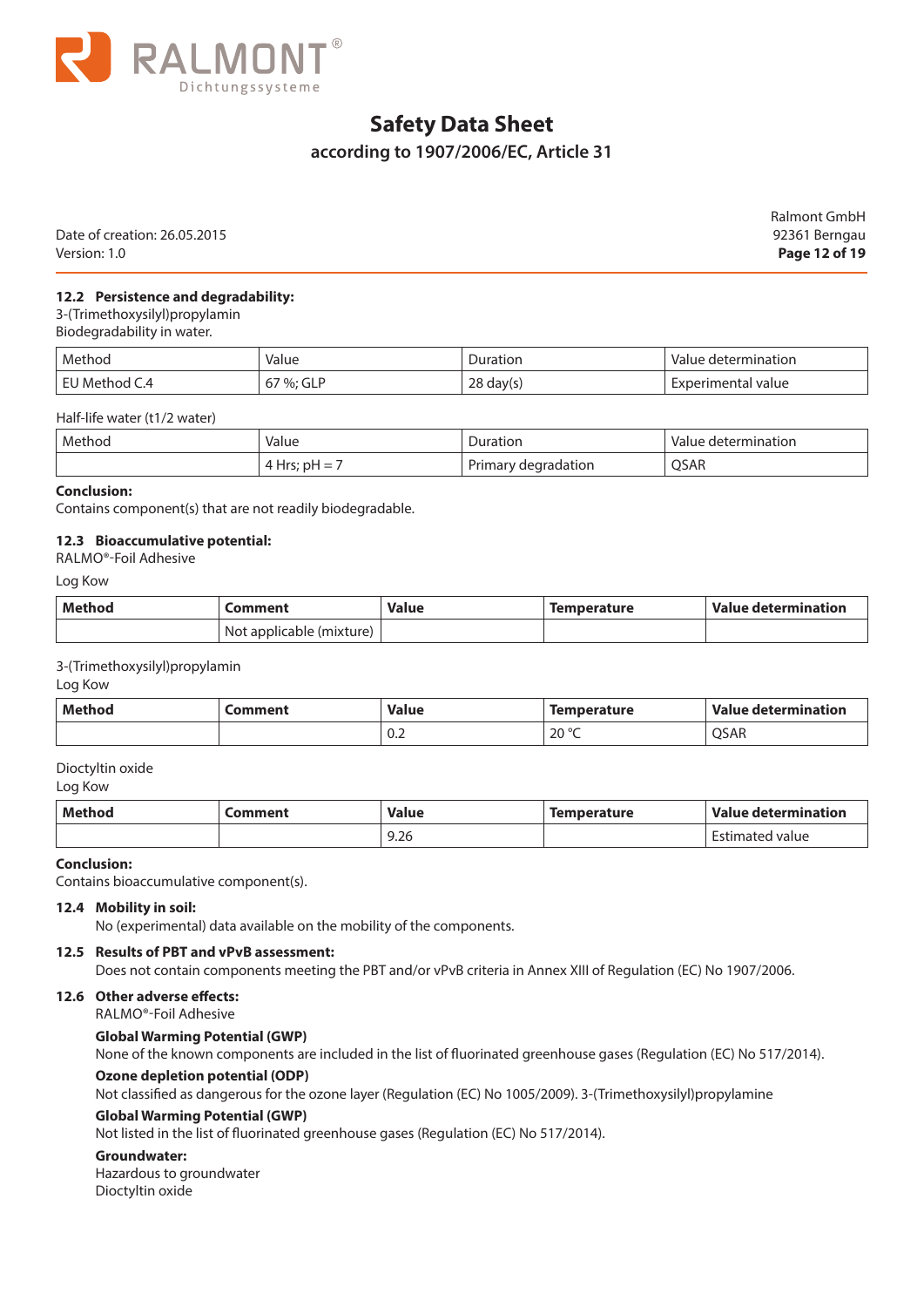### 12.2 Persistence and degradability:

3-(Trimethoxysilyl)propylamin

Biodegradability in water.

| Method | Value | Duration | Value determination |
|---|---|---|---|
| EU Method C.4 | 67 %; GLP | 28 day(s) | Experimental value |

Half-life water (t1/2 water)

| Method | Value | Duration | Value determination |
|---|---|---|---|
| | 4 Hrs; pH = 7 | Primary degradation | QSAR |

**Conclusion:**

Contains component(s) that are not readily biodegradable.

### 12.3 Bioaccumulative potential:

RALMO®-Foil Adhesive

Log Kow

| Method | Comment | Value | Temperature | Value determination |
|---|---|---|---|---|
| | Not applicable (mixture) | | | |

3-(Trimethoxysilyl)propylamin

Log Kow

| Method | Comment | Value | Temperature | Value determination |
|---|---|---|---|---|
| | | 0.2 | 20 °C | QSAR |

Dioctyltin oxide

Log Kow

| Method | Comment | Value | Temperature | Value determination |
|---|---|---|---|---|
| | | 9.26 | | Estimated value |

**Conclusion:**

Contains bioaccumulative component(s).

### 12.4 Mobility in soil:

No (experimental) data available on the mobility of the components.

### 12.5 Results of PBT and vPvB assessment:

Does not contain components meeting the PBT and/or vPvB criteria in Annex XIII of Regulation (EC) No 1907/2006.

### 12.6 Other adverse effects:

RALMO®-Foil Adhesive

**Global Warming Potential (GWP)**

None of the known components are included in the list of fluorinated greenhouse gases (Regulation (EC) No 517/2014).

**Ozone depletion potential (ODP)**

Not classified as dangerous for the ozone layer (Regulation (EC) No 1005/2009). 3-(Trimethoxysilyl)propylamine

**Global Warming Potential (GWP)**

Not listed in the list of fluorinated greenhouse gases (Regulation (EC) No 517/2014).

**Groundwater:**

Hazardous to groundwater

Dioctyltin oxide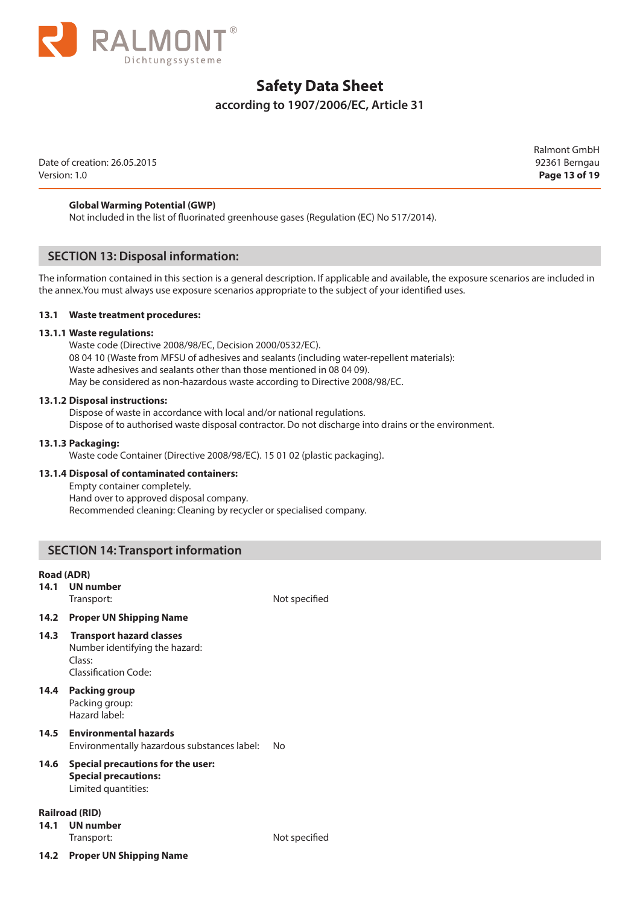**Global Warming Potential (GWP)**

Not included in the list of fluorinated greenhouse gases (Regulation (EC) No 517/2014).

## SECTION 13: Disposal information:

The information contained in this section is a general description. If applicable and available, the exposure scenarios are included in the annex.You must always use exposure scenarios appropriate to the subject of your identified uses.

**13.1 Waste treatment procedures:**

**13.1.1 Waste regulations:**

Waste code (Directive 2008/98/EC, Decision 2000/0532/EC).
08 04 10 (Waste from MFSU of adhesives and sealants (including water-repellent materials):
Waste adhesives and sealants other than those mentioned in 08 04 09).
May be considered as non-hazardous waste according to Directive 2008/98/EC.

**13.1.2 Disposal instructions:**

Dispose of waste in accordance with local and/or national regulations.
Dispose of to authorised waste disposal contractor. Do not discharge into drains or the environment.

**13.1.3 Packaging:**

Waste code Container (Directive 2008/98/EC). 15 01 02 (plastic packaging).

**13.1.4 Disposal of contaminated containers:**

Empty container completely.
Hand over to approved disposal company.
Recommended cleaning: Cleaning by recycler or specialised company.

## SECTION 14: Transport information

**Road (ADR)**

**14.1 UN number**

Transport: Not specified

**14.2 Proper UN Shipping Name**

**14.3 Transport hazard classes**

Number identifying the hazard:
Class:
Classification Code:

**14.4 Packing group**

Packing group:
Hazard label:

**14.5 Environmental hazards**

Environmentally hazardous substances label: No

**14.6 Special precautions for the user:**

**Special precautions:**

Limited quantities:

**Railroad (RID)**

**14.1 UN number**

Transport: Not specified

**14.2 Proper UN Shipping Name**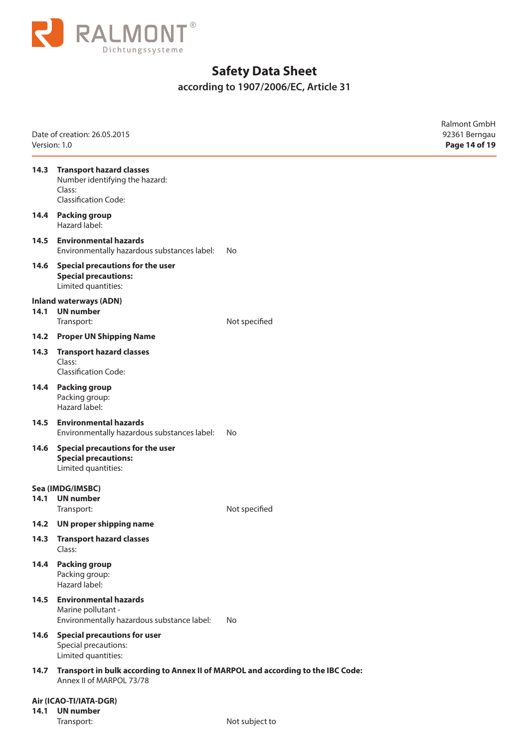**14.3 Transport hazard classes**
Number identifying the hazard:
Class:
Classification Code:

**14.4 Packing group**
Hazard label:

**14.5 Environmental hazards**
Environmentally hazardous substances label: No

**14.6 Special precautions for the user**
**Special precautions:**
Limited quantities:

**Inland waterways (ADN)**

**14.1 UN number**
Transport: Not specified

**14.2 Proper UN Shipping Name**

**14.3 Transport hazard classes**
Class:
Classification Code:

**14.4 Packing group**
Packing group:
Hazard label:

**14.5 Environmental hazards**
Environmentally hazardous substances label: No

**14.6 Special precautions for the user**
**Special precautions:**
Limited quantities:

**Sea (IMDG/IMSBC)**

**14.1 UN number**
Transport: Not specified

**14.2 UN proper shipping name**

**14.3 Transport hazard classes**
Class:

**14.4 Packing group**
Packing group:
Hazard label:

**14.5 Environmental hazards**
Marine pollutant -
Environmentally hazardous substance label: No

**14.6 Special precautions for user**
Special precautions:
Limited quantities:

**14.7 Transport in bulk according to Annex II of MARPOL and according to the IBC Code:**
Annex II of MARPOL 73/78

**Air (ICAO-TI/IATA-DGR)**

**14.1 UN number**
Transport: Not subject to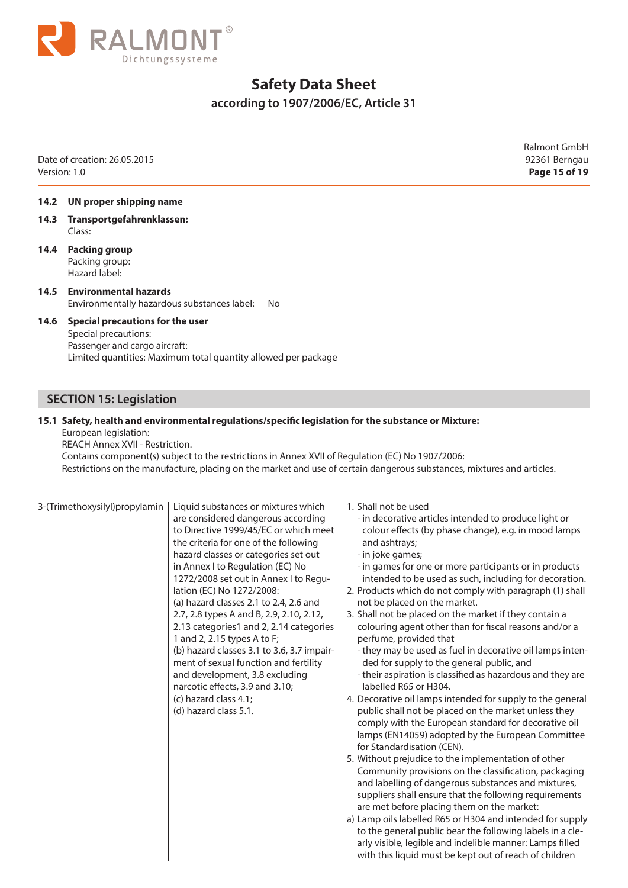**14.2 UN proper shipping name**

**14.3 Transportgefahrenklassen:**
Class:

**14.4 Packing group**
Packing group:
Hazard label:

**14.5 Environmental hazards**
Environmentally hazardous substances label: No

**14.6 Special precautions for the user**
Special precautions:
Passenger and cargo aircraft:
Limited quantities: Maximum total quantity allowed per package

## SECTION 15: Legislation

**15.1 Safety, health and environmental regulations/specific legislation for the substance or Mixture:**
European legislation:
REACH Annex XVII - Restriction.
Contains component(s) subject to the restrictions in Annex XVII of Regulation (EC) No 1907/2006:
Restrictions on the manufacture, placing on the market and use of certain dangerous substances, mixtures and articles.

| | | |
|---|---|---|
| 3-(Trimethoxysilyl)propylamin | Liquid substances or mixtures which are considered dangerous according to Directive 1999/45/EC or which meet the criteria for one of the following hazard classes or categories set out in Annex I to Regulation (EC) No 1272/2008 set out in Annex I to Regulation (EC) No 1272/2008:<br>(a) hazard classes 2.1 to 2.4, 2.6 and 2.7, 2.8 types A and B, 2.9, 2.10, 2.12, 2.13 categories1 and 2, 2.14 categories 1 and 2, 2.15 types A to F;<br>(b) hazard classes 3.1 to 3.6, 3.7 impairment of sexual function and fertility and development, 3.8 excluding narcotic effects, 3.9 and 3.10;<br>(c) hazard class 4.1;<br>(d) hazard class 5.1. | 1. Shall not be used<br>- in decorative articles intended to produce light or colour effects (by phase change), e.g. in mood lamps and ashtrays;<br>- in joke games;<br>- in games for one or more participants or in products intended to be used as such, including for decoration.<br>2. Products which do not comply with paragraph (1) shall not be placed on the market.<br>3. Shall not be placed on the market if they contain a colouring agent other than for fiscal reasons and/or a perfume, provided that<br>- they may be used as fuel in decorative oil lamps intended for supply to the general public, and<br>- their aspiration is classified as hazardous and they are labelled R65 or H304.<br>4. Decorative oil lamps intended for supply to the general public shall not be placed on the market unless they comply with the European standard for decorative oil lamps (EN14059) adopted by the European Committee for Standardisation (CEN).<br>5. Without prejudice to the implementation of other Community provisions on the classification, packaging and labelling of dangerous substances and mixtures, suppliers shall ensure that the following requirements are met before placing them on the market:<br>a) Lamp oils labelled R65 or H304 and intended for supply to the general public bear the following labels in a clearly visible, legible and indelible manner: Lamps filled with this liquid must be kept out of reach of children |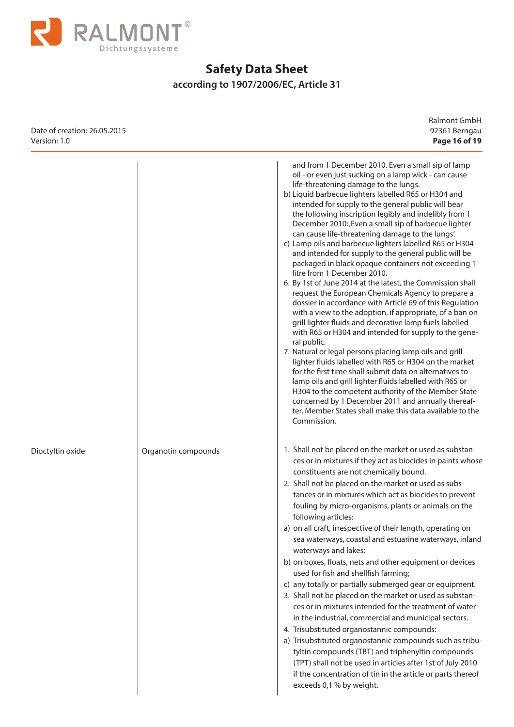# Safety Data Sheet

## according to 1907/2006/EC, Article 31

Date of creation: 26.05.2015
Version: 1.0

Ralmont GmbH
92361 Berngau

| | | |
|---|---|---|
| | | and from 1 December 2010. Even a small sip of lamp oil - or even just sucking on a lamp wick - can cause life-threatening damage to the lungs.<br>b) Liquid barbecue lighters labelled R65 or H304 and intended for supply to the general public will bear the following inscription legibly and indelibly from 1 December 2010:,Even a small sip of barbecue lighter can cause life-threatening damage to the lungs'.<br>c) Lamp oils and barbecue lighters labelled R65 or H304 and intended for supply to the general public will be packaged in black opaque containers not exceeding 1 litre from 1 December 2010.<br>6. By 1st of June 2014 at the latest, the Commission shall request the European Chemicals Agency to prepare a dossier in accordance with Article 69 of this Regulation with a view to the adoption, if appropriate, of a ban on grill lighter fluids and decorative lamp fuels labelled with R65 or H304 and intended for supply to the general public.<br>7. Natural or legal persons placing lamp oils and grill lighter fluids labelled with R65 or H304 on the market for the first time shall submit data on alternatives to lamp oils and grill lighter fluids labelled with R65 or H304 to the competent authority of the Member State concerned by 1 December 2011 and annually thereafter. Member States shall make this data available to the Commission. |
| Dioctyltin oxide | Organotin compounds | 1. Shall not be placed on the market or used as substances or in mixtures if they act as biocides in paints whose constituents are not chemically bound.<br>2. Shall not be placed on the market or used as substances or in mixtures which act as biocides to prevent fouling by micro-organisms, plants or animals on the following articles:<br>a) on all craft, irrespective of their length, operating on sea waterways, coastal and estuarine waterways, inland waterways and lakes;<br>b) on boxes, floats, nets and other equipment or devices used for fish and shellfish farming;<br>c) any totally or partially submerged gear or equipment.<br>3. Shall not be placed on the market or used as substances or in mixtures intended for the treatment of water in the industrial, commercial and municipal sectors.<br>4. Trisubstituted organostannic compounds:<br>a) Trisubstituted organostannic compounds such as tributyltin compounds (TBT) and triphenyltin compounds (TPT) shall not be used in articles after 1st of July 2010 if the concentration of tin in the article or parts thereof exceeds 0,1 % by weight. |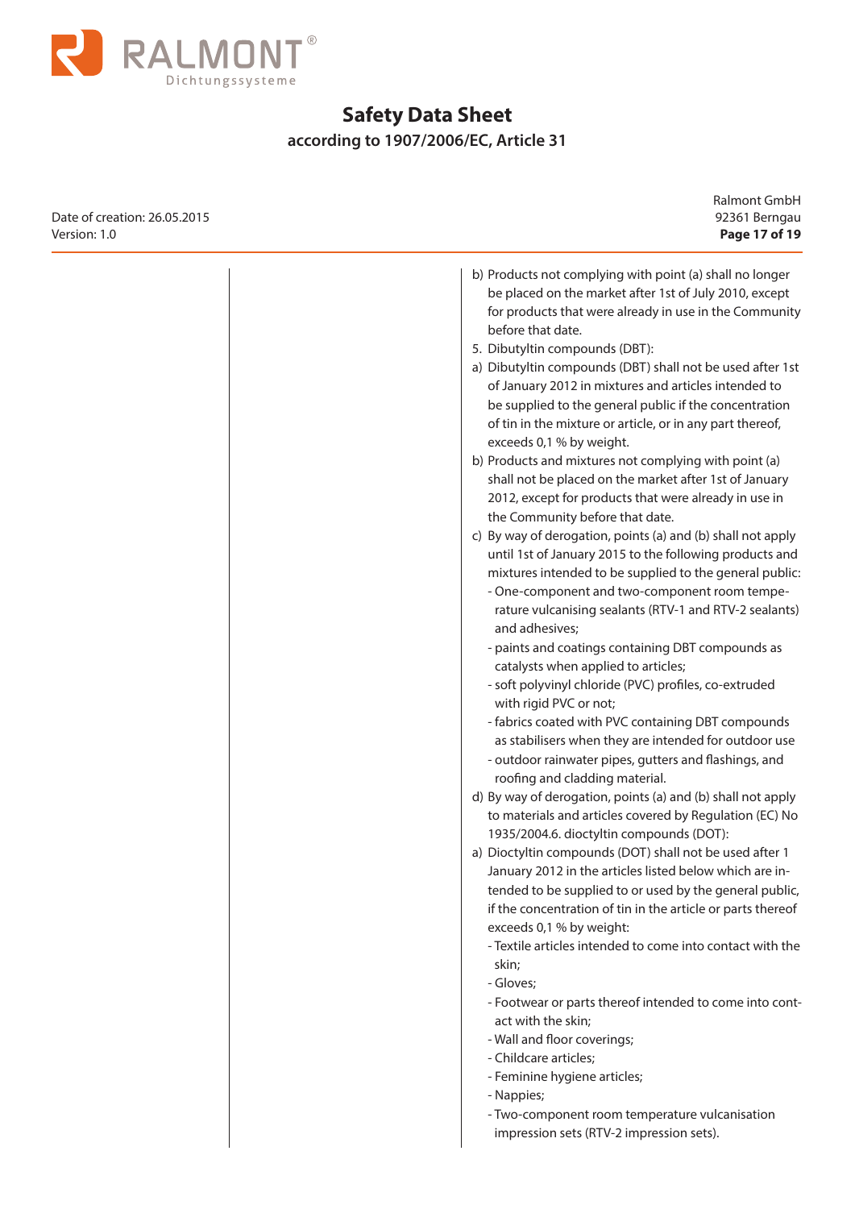b) Products not complying with point (a) shall no longer be placed on the market after 1st of July 2010, except for products that were already in use in the Community before that date.

5. Dibutyltin compounds (DBT):

a) Dibutyltin compounds (DBT) shall not be used after 1st of January 2012 in mixtures and articles intended to be supplied to the general public if the concentration of tin in the mixture or article, or in any part thereof, exceeds 0,1 % by weight.

b) Products and mixtures not complying with point (a) shall not be placed on the market after 1st of January 2012, except for products that were already in use in the Community before that date.

c) By way of derogation, points (a) and (b) shall not apply until 1st of January 2015 to the following products and mixtures intended to be supplied to the general public:
   - One-component and two-component room temperature vulcanising sealants (RTV-1 and RTV-2 sealants) and adhesives;
   - paints and coatings containing DBT compounds as catalysts when applied to articles;
   - soft polyvinyl chloride (PVC) profiles, co-extruded with rigid PVC or not;
   - fabrics coated with PVC containing DBT compounds as stabilisers when they are intended for outdoor use
   - outdoor rainwater pipes, gutters and flashings, and roofing and cladding material.

d) By way of derogation, points (a) and (b) shall not apply to materials and articles covered by Regulation (EC) No 1935/2004.6. dioctyltin compounds (DOT):

a) Dioctyltin compounds (DOT) shall not be used after 1 January 2012 in the articles listed below which are intended to be supplied to or used by the general public, if the concentration of tin in the article or parts thereof exceeds 0,1 % by weight:
   - Textile articles intended to come into contact with the skin;
   - Gloves;
   - Footwear or parts thereof intended to come into contact with the skin;
   - Wall and floor coverings;
   - Childcare articles;
   - Feminine hygiene articles;
   - Nappies;
   - Two-component room temperature vulcanisation impression sets (RTV-2 impression sets).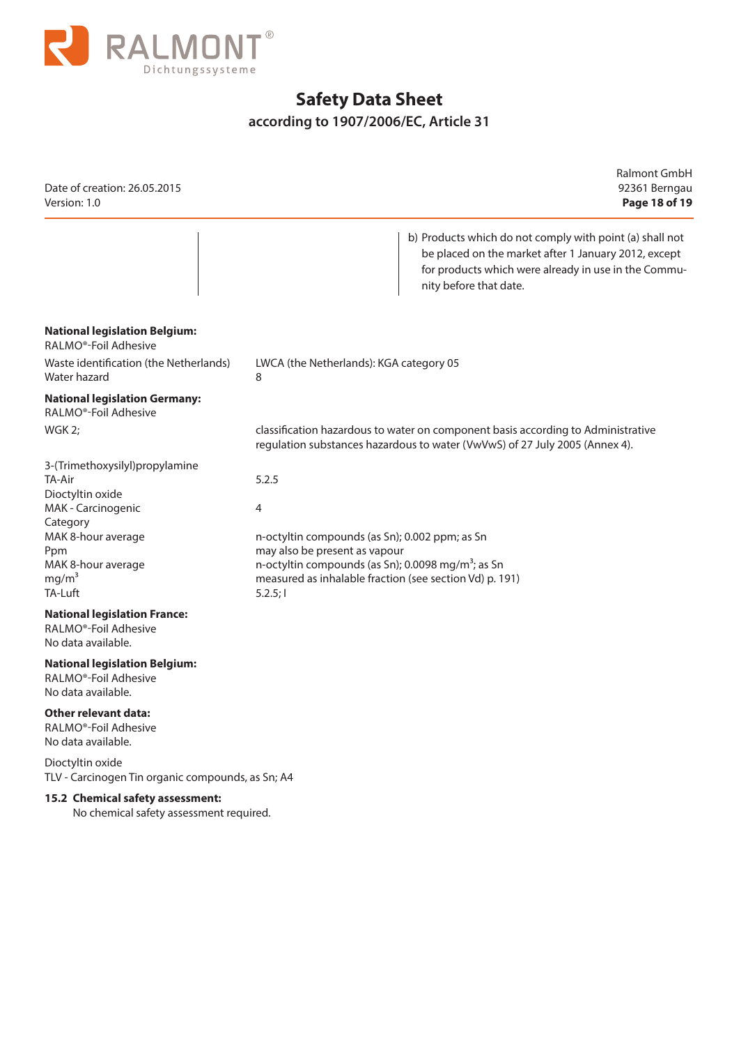| | | b) Products which do not comply with point (a) shall not be placed on the market after 1 January 2012, except for products which were already in use in the Community before that date. |
|---|---|---|

**National legislation Belgium:**
RALMO®-Foil Adhesive

| | |
|---|---|
| Waste identification (the Netherlands) | LWCA (the Netherlands): KGA category 05 |
| Water hazard | 8 |

**National legislation Germany:**
RALMO®-Foil Adhesive

| | |
|---|---|
| WGK 2; | classification hazardous to water on component basis according to Administrative regulation substances hazardous to water (VwVwS) of 27 July 2005 (Annex 4). |
| 3-(Trimethoxysilyl)propylamine | |
| TA-Air | 5.2.5 |
| Dioctyltin oxide | |
| MAK - Carcinogenic Category | 4 |
| MAK 8-hour average Ppm | n-octyltin compounds (as Sn); 0.002 ppm; as Sn may also be present as vapour |
| MAK 8-hour average $mg/m^3$ | n-octyltin compounds (as Sn); 0.0098 $mg/m^3$; as Sn measured as inhalable fraction (see section Vd) p. 191) |
| TA-Luft | 5.2.5; I |

**National legislation France:**
RALMO®-Foil Adhesive
No data available.

**National legislation Belgium:**
RALMO®-Foil Adhesive
No data available.

**Other relevant data:**
RALMO®-Foil Adhesive
No data available.

Dioctyltin oxide
TLV - Carcinogen Tin organic compounds, as Sn; A4

**15.2 Chemical safety assessment:**

No chemical safety assessment required.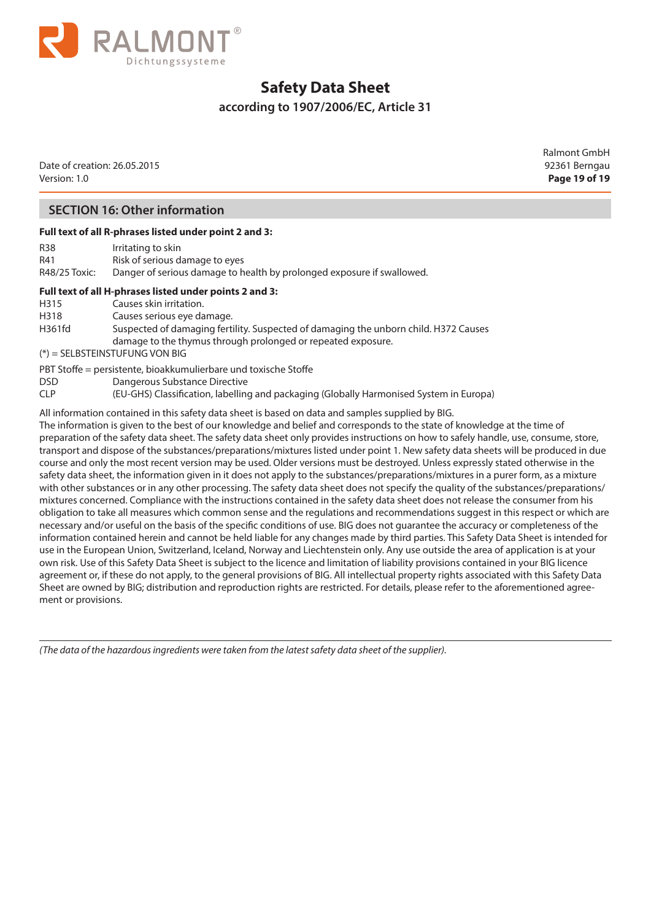## SECTION 16: Other information

**Full text of all R-phrases listed under point 2 and 3:**

| | |
|---|---|
| R38 | Irritating to skin |
| R41 | Risk of serious damage to eyes |
| R48/25 Toxic: | Danger of serious damage to health by prolonged exposure if swallowed. |

**Full text of all H-phrases listed under points 2 and 3:**

| | |
|---|---|
| H315 | Causes skin irritation. |
| H318 | Causes serious eye damage. |
| H361fd | Suspected of damaging fertility. Suspected of damaging the unborn child. H372 Causes damage to the thymus through prolonged or repeated exposure. |

(*) = SELBSTEINSTUFUNG VON BIG

PBT Stoffe = persistente, bioakkumulierbare und toxische Stoffe

| | |
|---|---|
| DSD | Dangerous Substance Directive |
| CLP | (EU-GHS) Classification, labelling and packaging (Globally Harmonised System in Europa) |

All information contained in this safety data sheet is based on data and samples supplied by BIG.
The information is given to the best of our knowledge and belief and corresponds to the state of knowledge at the time of preparation of the safety data sheet. The safety data sheet only provides instructions on how to safely handle, use, consume, store, transport and dispose of the substances/preparations/mixtures listed under point 1. New safety data sheets will be produced in due course and only the most recent version may be used. Older versions must be destroyed. Unless expressly stated otherwise in the safety data sheet, the information given in it does not apply to the substances/preparations/mixtures in a purer form, as a mixture with other substances or in any other processing. The safety data sheet does not specify the quality of the substances/preparations/mixtures concerned. Compliance with the instructions contained in the safety data sheet does not release the consumer from his obligation to take all measures which common sense and the regulations and recommendations suggest in this respect or which are necessary and/or useful on the basis of the specific conditions of use. BIG does not guarantee the accuracy or completeness of the information contained herein and cannot be held liable for any changes made by third parties. This Safety Data Sheet is intended for use in the European Union, Switzerland, Iceland, Norway and Liechtenstein only. Any use outside the area of application is at your own risk. Use of this Safety Data Sheet is subject to the licence and limitation of liability provisions contained in your BIG licence agreement or, if these do not apply, to the general provisions of BIG. All intellectual property rights associated with this Safety Data Sheet are owned by BIG; distribution and reproduction rights are restricted. For details, please refer to the aforementioned agreement or provisions.

---

*(The data of the hazardous ingredients were taken from the latest safety data sheet of the supplier).*